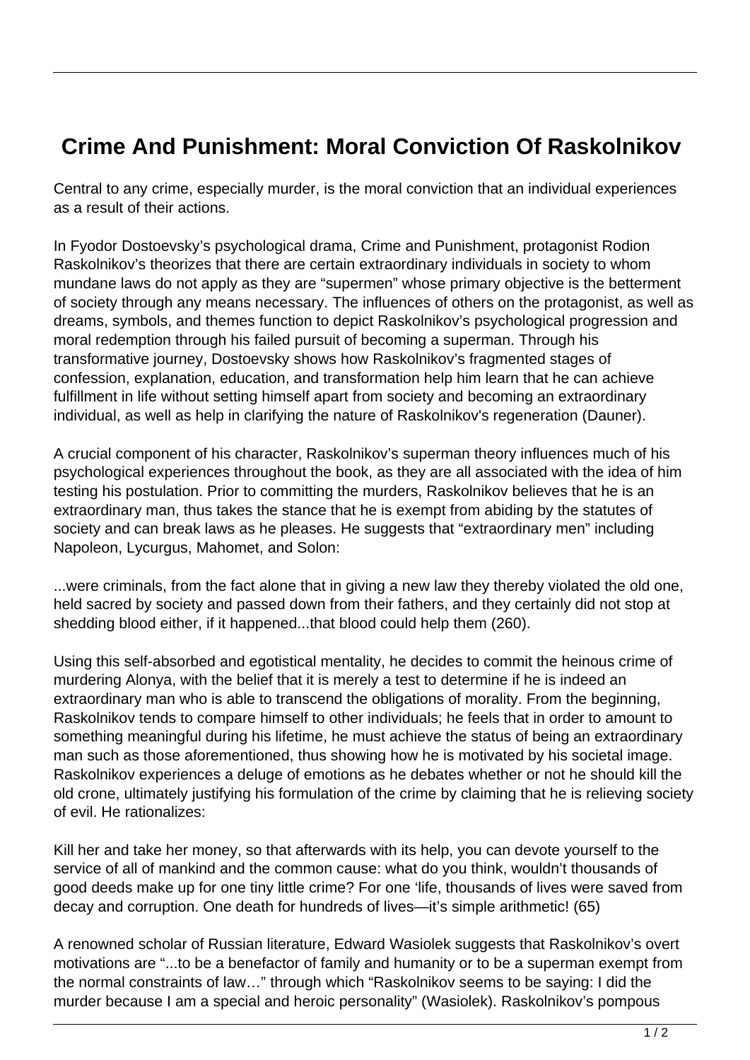# Crime And Punishment: Moral Conviction Of Raskolnikov

Central to any crime, especially murder, is the moral conviction that an individual experiences as a result of their actions.

In Fyodor Dostoevsky's psychological drama, Crime and Punishment, protagonist Rodion Raskolnikov's theorizes that there are certain extraordinary individuals in society to whom mundane laws do not apply as they are "supermen" whose primary objective is the betterment of society through any means necessary. The influences of others on the protagonist, as well as dreams, symbols, and themes function to depict Raskolnikov's psychological progression and moral redemption through his failed pursuit of becoming a superman. Through his transformative journey, Dostoevsky shows how Raskolnikov's fragmented stages of confession, explanation, education, and transformation help him learn that he can achieve fulfillment in life without setting himself apart from society and becoming an extraordinary individual, as well as help in clarifying the nature of Raskolnikov's regeneration (Dauner).

A crucial component of his character, Raskolnikov's superman theory influences much of his psychological experiences throughout the book, as they are all associated with the idea of him testing his postulation. Prior to committing the murders, Raskolnikov believes that he is an extraordinary man, thus takes the stance that he is exempt from abiding by the statutes of society and can break laws as he pleases. He suggests that "extraordinary men" including Napoleon, Lycurgus, Mahomet, and Solon:

...were criminals, from the fact alone that in giving a new law they thereby violated the old one, held sacred by society and passed down from their fathers, and they certainly did not stop at shedding blood either, if it happened...that blood could help them (260).

Using this self-absorbed and egotistical mentality, he decides to commit the heinous crime of murdering Alonya, with the belief that it is merely a test to determine if he is indeed an extraordinary man who is able to transcend the obligations of morality. From the beginning, Raskolnikov tends to compare himself to other individuals; he feels that in order to amount to something meaningful during his lifetime, he must achieve the status of being an extraordinary man such as those aforementioned, thus showing how he is motivated by his societal image. Raskolnikov experiences a deluge of emotions as he debates whether or not he should kill the old crone, ultimately justifying his formulation of the crime by claiming that he is relieving society of evil. He rationalizes:

Kill her and take her money, so that afterwards with its help, you can devote yourself to the service of all of mankind and the common cause: what do you think, wouldn't thousands of good deeds make up for one tiny little crime? For one 'life, thousands of lives were saved from decay and corruption. One death for hundreds of lives—it's simple arithmetic! (65)

A renowned scholar of Russian literature, Edward Wasiolek suggests that Raskolnikov's overt motivations are "...to be a benefactor of family and humanity or to be a superman exempt from the normal constraints of law…" through which "Raskolnikov seems to be saying: I did the murder because I am a special and heroic personality" (Wasiolek). Raskolnikov's pompous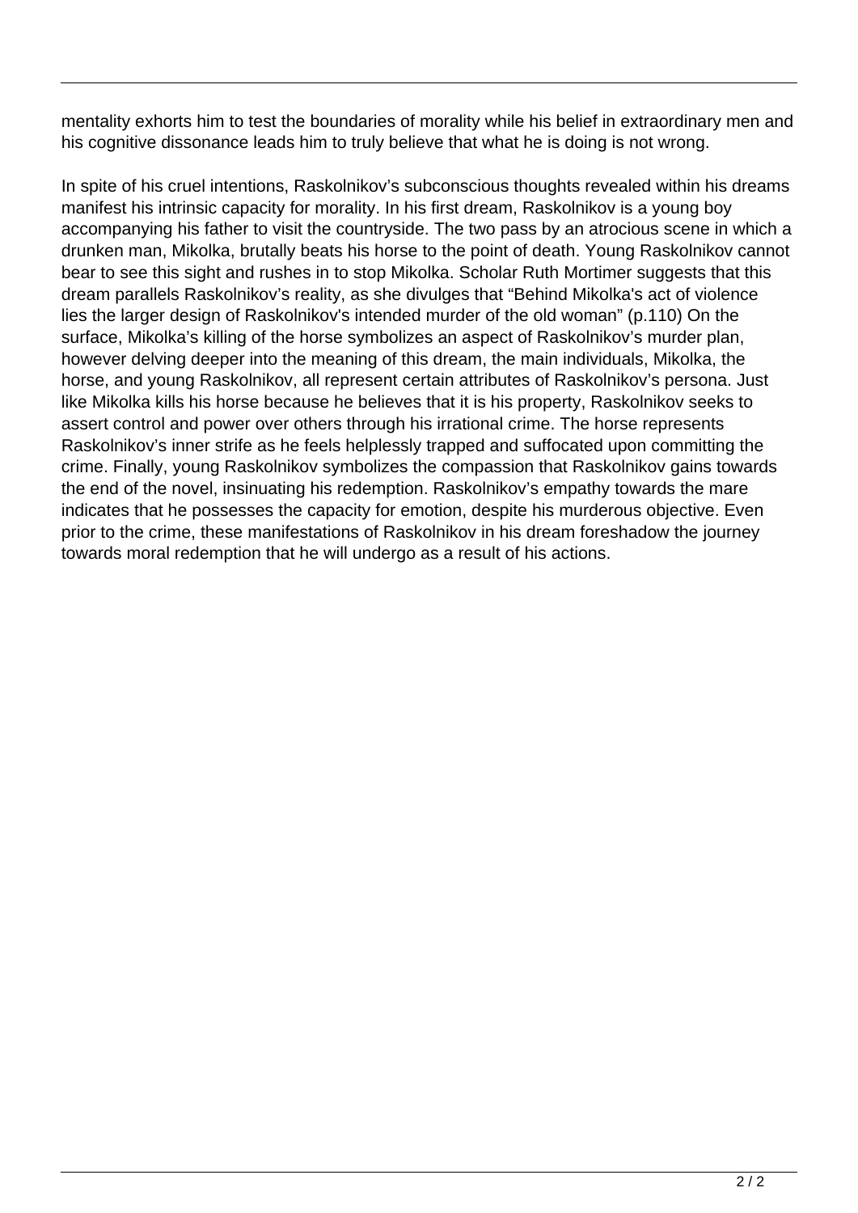mentality exhorts him to test the boundaries of morality while his belief in extraordinary men and his cognitive dissonance leads him to truly believe that what he is doing is not wrong.

In spite of his cruel intentions, Raskolnikov's subconscious thoughts revealed within his dreams manifest his intrinsic capacity for morality. In his first dream, Raskolnikov is a young boy accompanying his father to visit the countryside. The two pass by an atrocious scene in which a drunken man, Mikolka, brutally beats his horse to the point of death. Young Raskolnikov cannot bear to see this sight and rushes in to stop Mikolka. Scholar Ruth Mortimer suggests that this dream parallels Raskolnikov's reality, as she divulges that "Behind Mikolka's act of violence lies the larger design of Raskolnikov's intended murder of the old woman" (p.110) On the surface, Mikolka's killing of the horse symbolizes an aspect of Raskolnikov's murder plan, however delving deeper into the meaning of this dream, the main individuals, Mikolka, the horse, and young Raskolnikov, all represent certain attributes of Raskolnikov's persona. Just like Mikolka kills his horse because he believes that it is his property, Raskolnikov seeks to assert control and power over others through his irrational crime. The horse represents Raskolnikov's inner strife as he feels helplessly trapped and suffocated upon committing the crime. Finally, young Raskolnikov symbolizes the compassion that Raskolnikov gains towards the end of the novel, insinuating his redemption. Raskolnikov's empathy towards the mare indicates that he possesses the capacity for emotion, despite his murderous objective. Even prior to the crime, these manifestations of Raskolnikov in his dream foreshadow the journey towards moral redemption that he will undergo as a result of his actions.